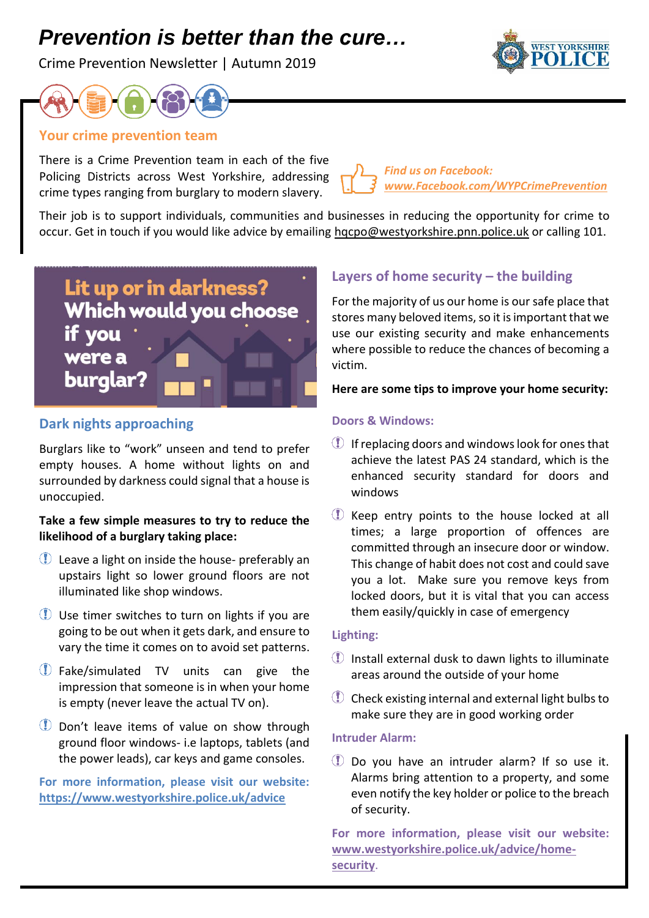# *Prevention is better than the cure…*

Crime Prevention Newsletter | Autumn 2019

WEST YORKSHIRE POLICE

## Your crime prevention team

There is a Crime Prevention team in each of the five Policing Districts across West Yorkshire, addressing crime types ranging from burglary to modern slavery.

***Find us on Facebook: www.Facebook.com/WYPCrimePrevention***

Their job is to support individuals, communities and businesses in reducing the opportunity for crime to occur. Get in touch if you would like advice by emailing hqcpo@westyorkshire.pnn.police.uk or calling 101.

**Lit up or in darkness? Which would you choose if you were a burglar?**

## Dark nights approaching

Burglars like to "work" unseen and tend to prefer empty houses. A home without lights on and surrounded by darkness could signal that a house is unoccupied.

**Take a few simple measures to try to reduce the likelihood of a burglary taking place:**

- Leave a light on inside the house- preferably an upstairs light so lower ground floors are not illuminated like shop windows.
- Use timer switches to turn on lights if you are going to be out when it gets dark, and ensure to vary the time it comes on to avoid set patterns.
- Fake/simulated TV units can give the impression that someone is in when your home is empty (never leave the actual TV on).
- Don't leave items of value on show through ground floor windows- i.e laptops, tablets (and the power leads), car keys and game consoles.

**For more information, please visit our website: https://www.westyorkshire.police.uk/advice**

## Layers of home security – the building

For the majority of us our home is our safe place that stores many beloved items, so it is important that we use our existing security and make enhancements where possible to reduce the chances of becoming a victim.

**Here are some tips to improve your home security:**

### Doors & Windows:

- If replacing doors and windows look for ones that achieve the latest PAS 24 standard, which is the enhanced security standard for doors and windows
- Keep entry points to the house locked at all times; a large proportion of offences are committed through an insecure door or window. This change of habit does not cost and could save you a lot. Make sure you remove keys from locked doors, but it is vital that you can access them easily/quickly in case of emergency

### Lighting:

- Install external dusk to dawn lights to illuminate areas around the outside of your home
- Check existing internal and external light bulbs to make sure they are in good working order

### Intruder Alarm:

- Do you have an intruder alarm? If so use it. Alarms bring attention to a property, and some even notify the key holder or police to the breach of security.

**For more information, please visit our website: www.westyorkshire.police.uk/advice/home-security.**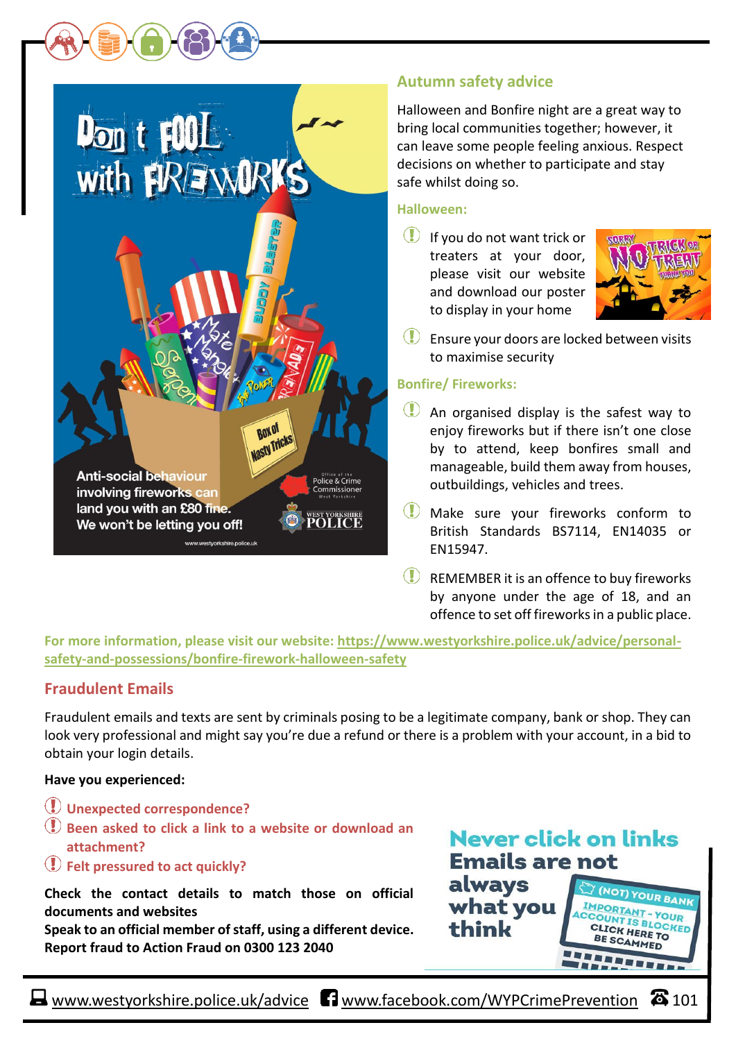## Autumn safety advice

Halloween and Bonfire night are a great way to bring local communities together; however, it can leave some people feeling anxious. Respect decisions on whether to participate and stay safe whilst doing so.

### Halloween:

- If you do not want trick or treaters at your door, please visit our website and download our poster to display in your home
- Ensure your doors are locked between visits to maximise security

### Bonfire/ Fireworks:

- An organised display is the safest way to enjoy fireworks but if there isn't one close by to attend, keep bonfires small and manageable, build them away from houses, outbuildings, vehicles and trees.
- Make sure your fireworks conform to British Standards BS7114, EN14035 or EN15947.
- REMEMBER it is an offence to buy fireworks by anyone under the age of 18, and an offence to set off fireworks in a public place.

**For more information, please visit our website: https://www.westyorkshire.police.uk/advice/personal-safety-and-possessions/bonfire-firework-halloween-safety**

## Fraudulent Emails

Fraudulent emails and texts are sent by criminals posing to be a legitimate company, bank or shop. They can look very professional and might say you're due a refund or there is a problem with your account, in a bid to obtain your login details.

**Have you experienced:**

- **Unexpected correspondence?**
- **Been asked to click a link to a website or download an attachment?**
- **Felt pressured to act quickly?**

**Check the contact details to match those on official documents and websites**
**Speak to an official member of staff, using a different device.**
**Report fraud to Action Fraud on 0300 123 2040**

www.westyorkshire.police.uk/advice www.facebook.com/WYPCrimePrevention 101